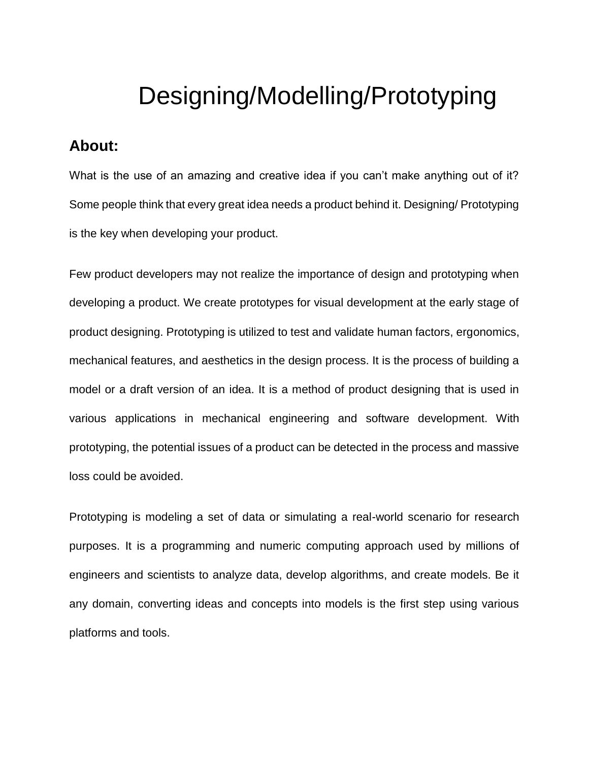# Designing/Modelling/Prototyping

## About:

What is the use of an amazing and creative idea if you can't make anything out of it? Some people think that every great idea needs a product behind it. Designing/ Prototyping is the key when developing your product.

Few product developers may not realize the importance of design and prototyping when developing a product. We create prototypes for visual development at the early stage of product designing. Prototyping is utilized to test and validate human factors, ergonomics, mechanical features, and aesthetics in the design process. It is the process of building a model or a draft version of an idea. It is a method of product designing that is used in various applications in mechanical engineering and software development. With prototyping, the potential issues of a product can be detected in the process and massive loss could be avoided.

Prototyping is modeling a set of data or simulating a real-world scenario for research purposes. It is a programming and numeric computing approach used by millions of engineers and scientists to analyze data, develop algorithms, and create models. Be it any domain, converting ideas and concepts into models is the first step using various platforms and tools.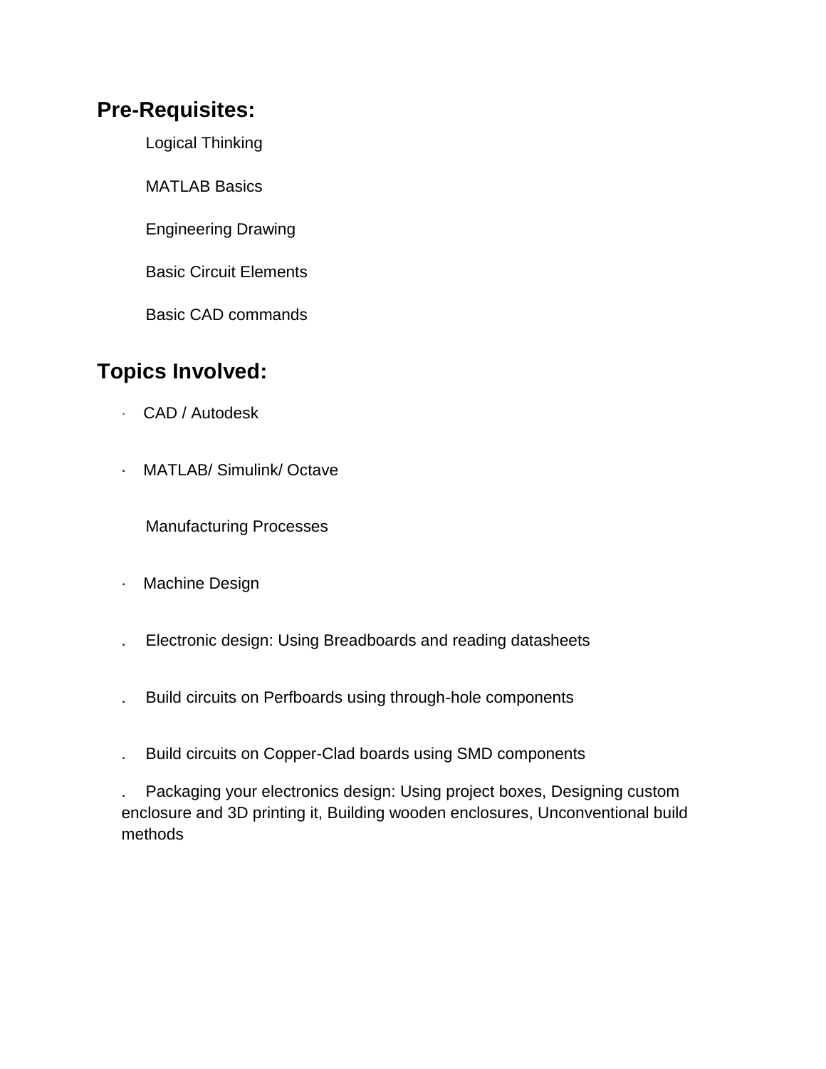## Pre-Requisites:

Logical Thinking

MATLAB Basics

Engineering Drawing

Basic Circuit Elements

Basic CAD commands

## Topics Involved:

- CAD / Autodesk
- MATLAB/ Simulink/ Octave
- Manufacturing Processes
- Machine Design
- Electronic design: Using Breadboards and reading datasheets
- Build circuits on Perfboards using through-hole components
- Build circuits on Copper-Clad boards using SMD components
- Packaging your electronics design: Using project boxes, Designing custom enclosure and 3D printing it, Building wooden enclosures, Unconventional build methods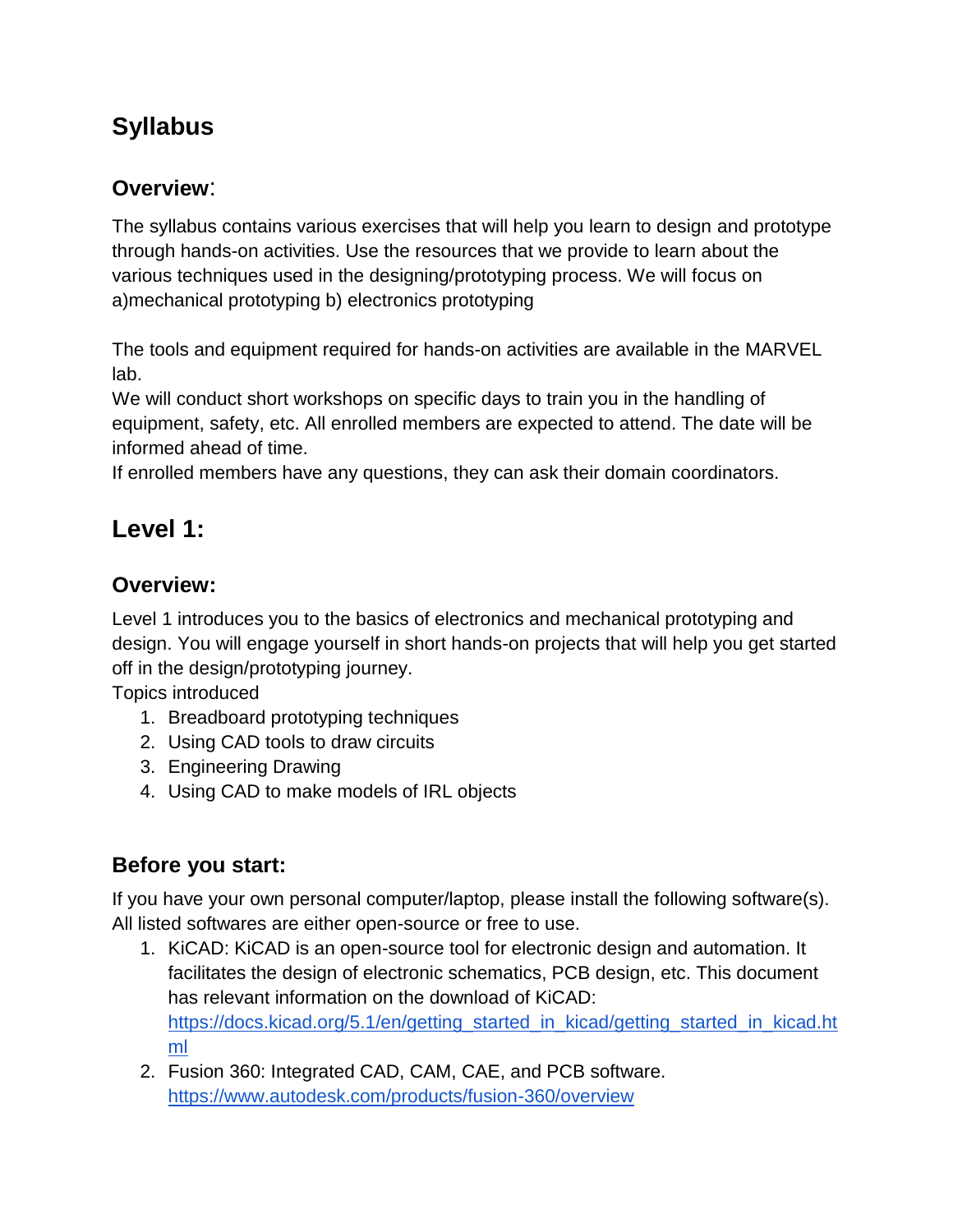# Syllabus

## Overview:

The syllabus contains various exercises that will help you learn to design and prototype through hands-on activities. Use the resources that we provide to learn about the various techniques used in the designing/prototyping process. We will focus on a)mechanical prototyping b) electronics prototyping

The tools and equipment required for hands-on activities are available in the MARVEL lab.
We will conduct short workshops on specific days to train you in the handling of equipment, safety, etc. All enrolled members are expected to attend. The date will be informed ahead of time.
If enrolled members have any questions, they can ask their domain coordinators.

# Level 1:

## Overview:

Level 1 introduces you to the basics of electronics and mechanical prototyping and design. You will engage yourself in short hands-on projects that will help you get started off in the design/prototyping journey.
Topics introduced

1. Breadboard prototyping techniques
2. Using CAD tools to draw circuits
3. Engineering Drawing
4. Using CAD to make models of IRL objects

## Before you start:

If you have your own personal computer/laptop, please install the following software(s). All listed softwares are either open-source or free to use.

1. KiCAD: KiCAD is an open-source tool for electronic design and automation. It facilitates the design of electronic schematics, PCB design, etc. This document has relevant information on the download of KiCAD: https://docs.kicad.org/5.1/en/getting_started_in_kicad/getting_started_in_kicad.html
2. Fusion 360: Integrated CAD, CAM, CAE, and PCB software. https://www.autodesk.com/products/fusion-360/overview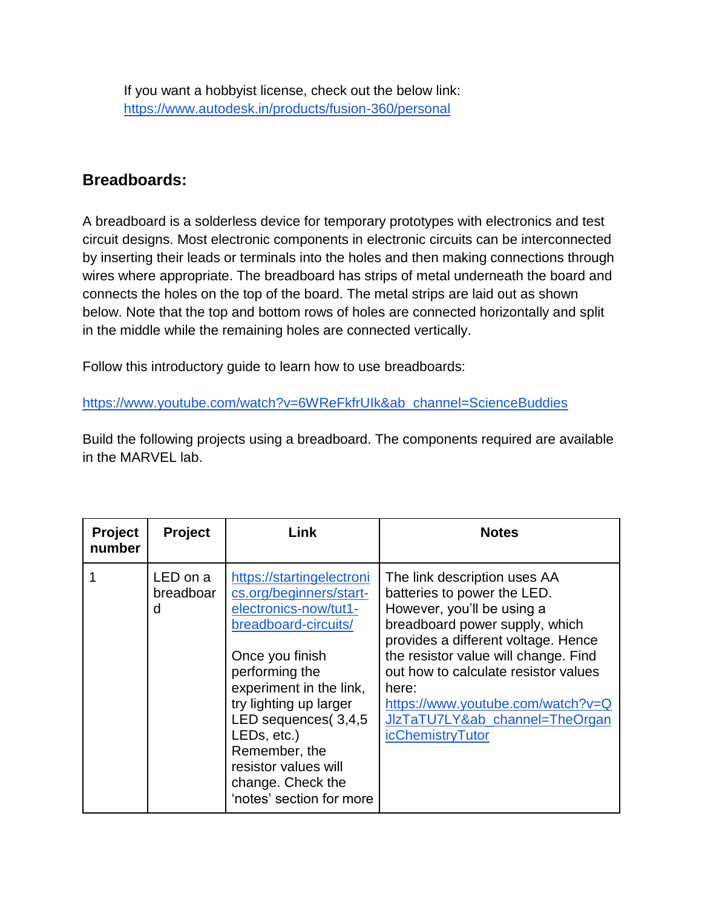If you want a hobbyist license, check out the below link:
https://www.autodesk.in/products/fusion-360/personal

## Breadboards:

A breadboard is a solderless device for temporary prototypes with electronics and test circuit designs. Most electronic components in electronic circuits can be interconnected by inserting their leads or terminals into the holes and then making connections through wires where appropriate. The breadboard has strips of metal underneath the board and connects the holes on the top of the board. The metal strips are laid out as shown below. Note that the top and bottom rows of holes are connected horizontally and split in the middle while the remaining holes are connected vertically.

Follow this introductory guide to learn how to use breadboards:

https://www.youtube.com/watch?v=6WReFkfrUIk&ab_channel=ScienceBuddies

Build the following projects using a breadboard. The components required are available in the MARVEL lab.

| Project number | Project | Link | Notes |
|---|---|---|---|
| 1 | LED on a breadboard | https://startingelectronics.org/beginners/start-electronics-now/tut1-breadboard-circuits/<br><br>Once you finish performing the experiment in the link, try lighting up larger LED sequences( 3,4,5 LEDs, etc.) Remember, the resistor values will change. Check the 'notes' section for more | The link description uses AA batteries to power the LED. However, you'll be using a breadboard power supply, which provides a different voltage. Hence the resistor value will change. Find out how to calculate resistor values here: https://www.youtube.com/watch?v=QJlzTaTU7LY&ab_channel=TheOrganicChemistryTutor |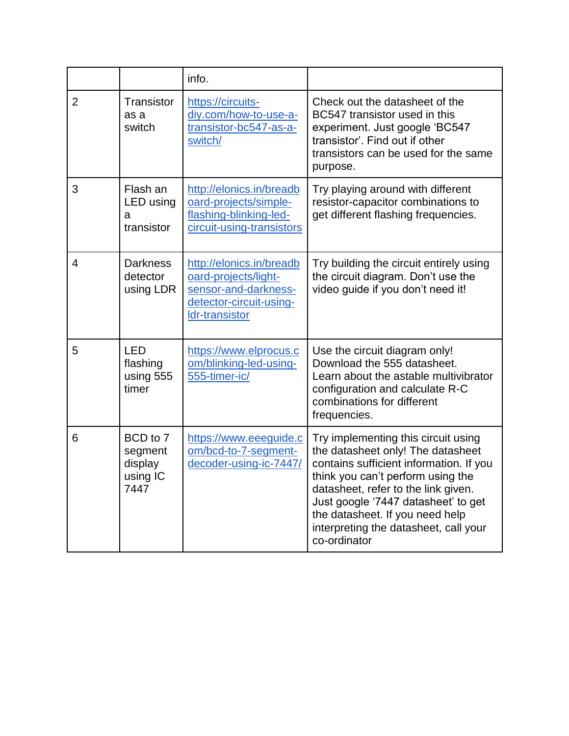| | | info. | |
|---|---|---|---|
| 2 | Transistor as a switch | https://circuits-diy.com/how-to-use-a-transistor-bc547-as-a-switch/ | Check out the datasheet of the BC547 transistor used in this experiment. Just google 'BC547 transistor'. Find out if other transistors can be used for the same purpose. |
| 3 | Flash an LED using a transistor | http://elonics.in/breadboard-projects/simple-flashing-blinking-led-circuit-using-transistors | Try playing around with different resistor-capacitor combinations to get different flashing frequencies. |
| 4 | Darkness detector using LDR | http://elonics.in/breadboard-projects/light-sensor-and-darkness-detector-circuit-using-ldr-transistor | Try building the circuit entirely using the circuit diagram. Don't use the video guide if you don't need it! |
| 5 | LED flashing using 555 timer | https://www.elprocus.com/blinking-led-using-555-timer-ic/ | Use the circuit diagram only! Download the 555 datasheet. Learn about the astable multivibrator configuration and calculate R-C combinations for different frequencies. |
| 6 | BCD to 7 segment display using IC 7447 | https://www.eeeguide.com/bcd-to-7-segment-decoder-using-ic-7447/ | Try implementing this circuit using the datasheet only! The datasheet contains sufficient information. If you think you can't perform using the datasheet, refer to the link given. Just google '7447 datasheet' to get the datasheet. If you need help interpreting the datasheet, call your co-ordinator |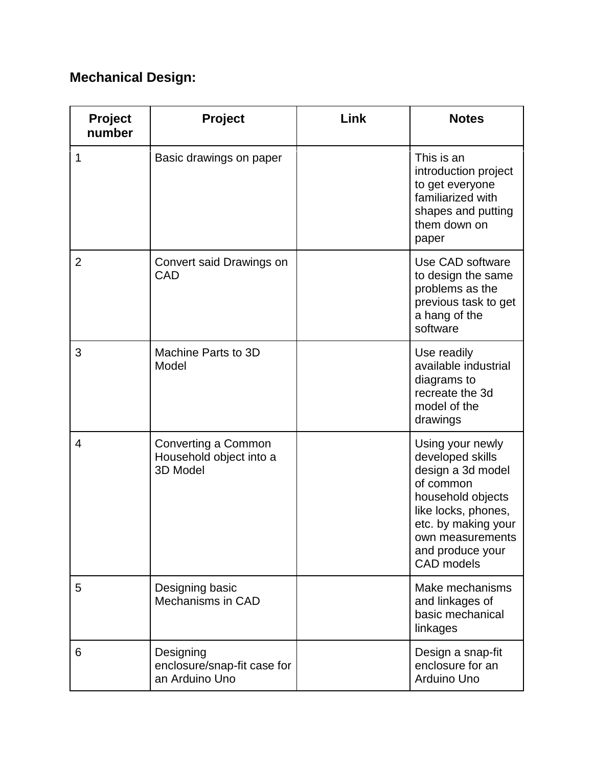**Mechanical Design:**

| Project number | Project | Link | Notes |
|---|---|---|---|
| 1 | Basic drawings on paper | | This is an introduction project to get everyone familiarized with shapes and putting them down on paper |
| 2 | Convert said Drawings on CAD | | Use CAD software to design the same problems as the previous task to get a hang of the software |
| 3 | Machine Parts to 3D Model | | Use readily available industrial diagrams to recreate the 3d model of the drawings |
| 4 | Converting a Common Household object into a 3D Model | | Using your newly developed skills design a 3d model of common household objects like locks, phones, etc. by making your own measurements and produce your CAD models |
| 5 | Designing basic Mechanisms in CAD | | Make mechanisms and linkages of basic mechanical linkages |
| 6 | Designing enclosure/snap-fit case for an Arduino Uno | | Design a snap-fit enclosure for an Arduino Uno |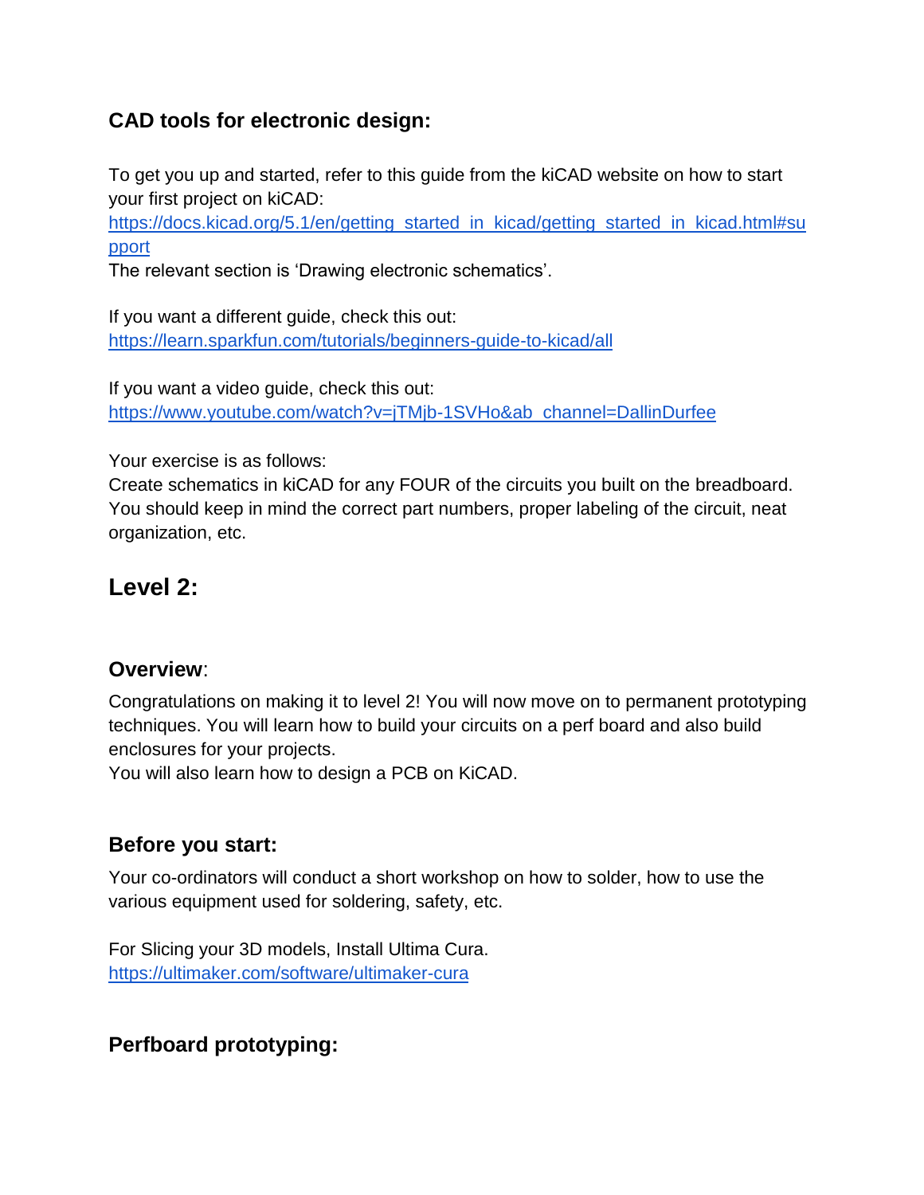### CAD tools for electronic design:

To get you up and started, refer to this guide from the kiCAD website on how to start your first project on kiCAD:
https://docs.kicad.org/5.1/en/getting_started_in_kicad/getting_started_in_kicad.html#support
The relevant section is 'Drawing electronic schematics'.

If you want a different guide, check this out:
https://learn.sparkfun.com/tutorials/beginners-guide-to-kicad/all

If you want a video guide, check this out:
https://www.youtube.com/watch?v=jTMjb-1SVHo&ab_channel=DallinDurfee

Your exercise is as follows:
Create schematics in kiCAD for any FOUR of the circuits you built on the breadboard. You should keep in mind the correct part numbers, proper labeling of the circuit, neat organization, etc.

## Level 2:

### Overview:

Congratulations on making it to level 2! You will now move on to permanent prototyping techniques. You will learn how to build your circuits on a perf board and also build enclosures for your projects.
You will also learn how to design a PCB on KiCAD.

### Before you start:

Your co-ordinators will conduct a short workshop on how to solder, how to use the various equipment used for soldering, safety, etc.

For Slicing your 3D models, Install Ultima Cura.
https://ultimaker.com/software/ultimaker-cura

### Perfboard prototyping: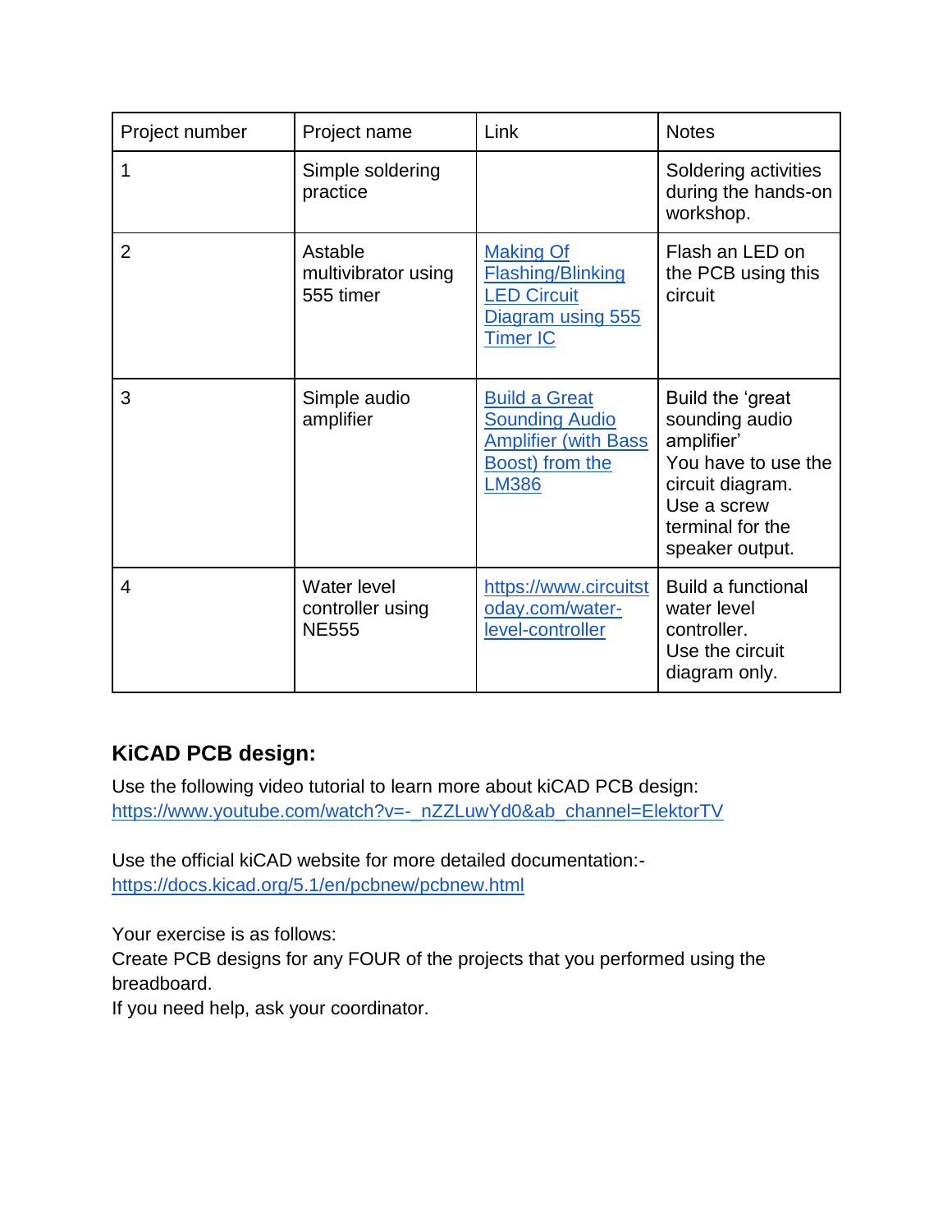| Project number | Project name | Link | Notes |
| --- | --- | --- | --- |
| 1 | Simple soldering practice | | Soldering activities during the hands-on workshop. |
| 2 | Astable multivibrator using 555 timer | Making Of Flashing/Blinking LED Circuit Diagram using 555 Timer IC | Flash an LED on the PCB using this circuit |
| 3 | Simple audio amplifier | Build a Great Sounding Audio Amplifier (with Bass Boost) from the LM386 | Build the 'great sounding audio amplifier' You have to use the circuit diagram. Use a screw terminal for the speaker output. |
| 4 | Water level controller using NE555 | https://www.circuitstoday.com/water-level-controller | Build a functional water level controller. Use the circuit diagram only. |

## KiCAD PCB design:

Use the following video tutorial to learn more about kiCAD PCB design:
https://www.youtube.com/watch?v=-_nZZLuwYd0&ab_channel=ElektorTV

Use the official kiCAD website for more detailed documentation:-
https://docs.kicad.org/5.1/en/pcbnew/pcbnew.html

Your exercise is as follows:
Create PCB designs for any FOUR of the projects that you performed using the breadboard.
If you need help, ask your coordinator.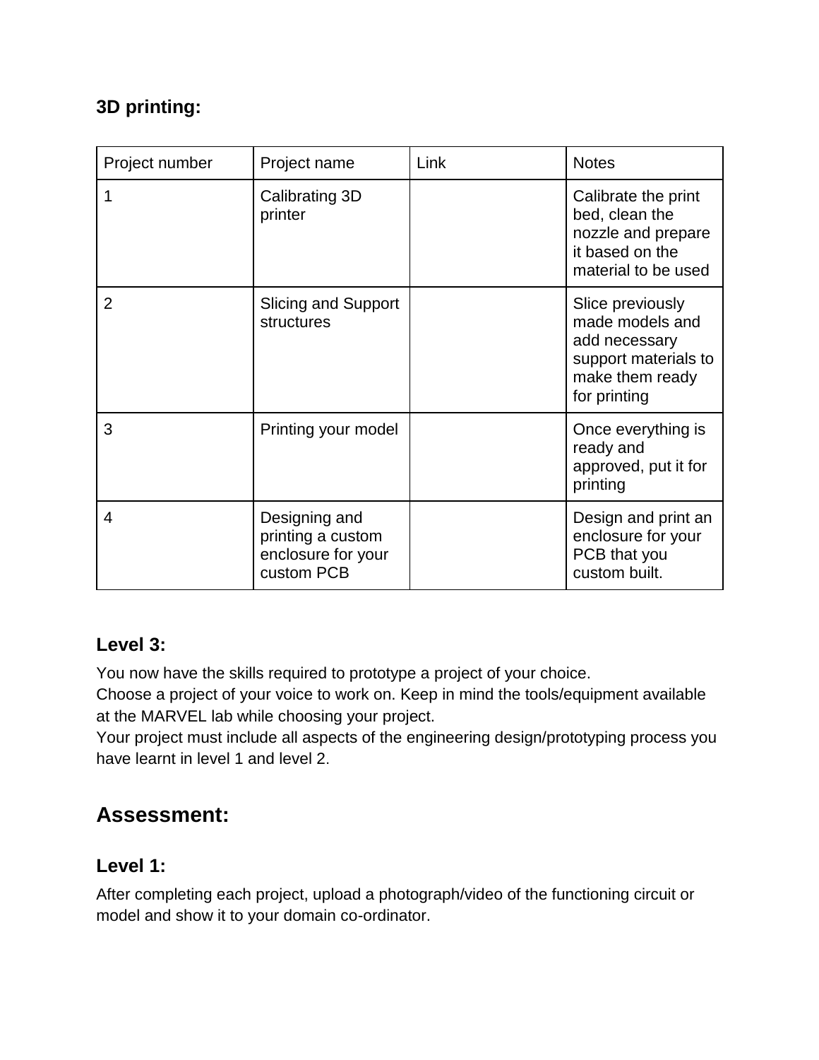### 3D printing:

| Project number | Project name | Link | Notes |
| --- | --- | --- | --- |
| 1 | Calibrating 3D printer | | Calibrate the print bed, clean the nozzle and prepare it based on the material to be used |
| 2 | Slicing and Support structures | | Slice previously made models and add necessary support materials to make them ready for printing |
| 3 | Printing your model | | Once everything is ready and approved, put it for printing |
| 4 | Designing and printing a custom enclosure for your custom PCB | | Design and print an enclosure for your PCB that you custom built. |

### Level 3:

You now have the skills required to prototype a project of your choice.
Choose a project of your voice to work on. Keep in mind the tools/equipment available at the MARVEL lab while choosing your project.
Your project must include all aspects of the engineering design/prototyping process you have learnt in level 1 and level 2.

## Assessment:

### Level 1:

After completing each project, upload a photograph/video of the functioning circuit or model and show it to your domain co-ordinator.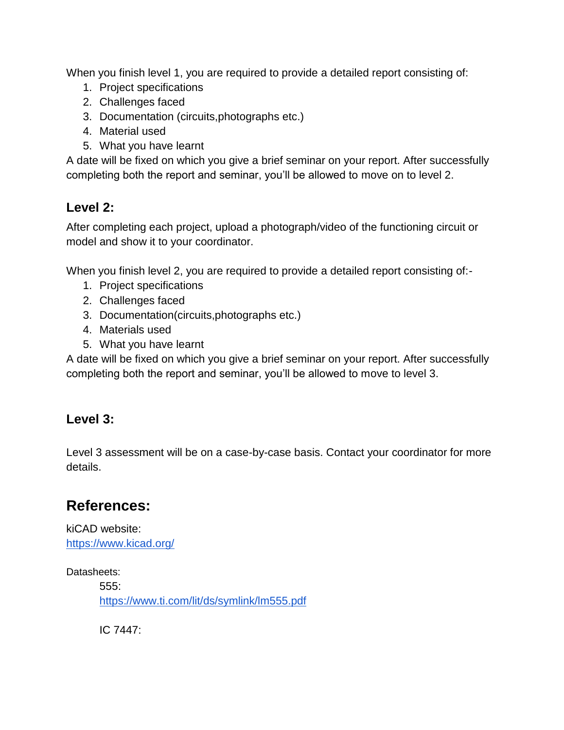When you finish level 1, you are required to provide a detailed report consisting of:

1. Project specifications
2. Challenges faced
3. Documentation (circuits,photographs etc.)
4. Material used
5. What you have learnt

A date will be fixed on which you give a brief seminar on your report. After successfully completing both the report and seminar, you'll be allowed to move on to level 2.

### Level 2:

After completing each project, upload a photograph/video of the functioning circuit or model and show it to your coordinator.

When you finish level 2, you are required to provide a detailed report consisting of:-

1. Project specifications
2. Challenges faced
3. Documentation(circuits,photographs etc.)
4. Materials used
5. What you have learnt

A date will be fixed on which you give a brief seminar on your report. After successfully completing both the report and seminar, you'll be allowed to move to level 3.

### Level 3:

Level 3 assessment will be on a case-by-case basis. Contact your coordinator for more details.

## References:

kiCAD website:
https://www.kicad.org/

Datasheets:

555:
https://www.ti.com/lit/ds/symlink/lm555.pdf

IC 7447: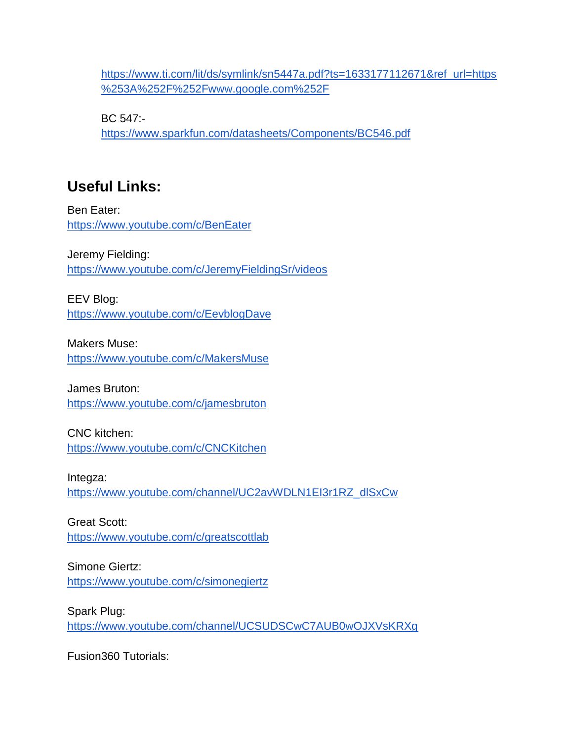https://www.ti.com/lit/ds/symlink/sn5447a.pdf?ts=1633177112671&ref_url=https%253A%252F%252Fwww.google.com%252F

BC 547:-
https://www.sparkfun.com/datasheets/Components/BC546.pdf

## Useful Links:

Ben Eater:
https://www.youtube.com/c/BenEater

Jeremy Fielding:
https://www.youtube.com/c/JeremyFieldingSr/videos

EEV Blog:
https://www.youtube.com/c/EevblogDave

Makers Muse:
https://www.youtube.com/c/MakersMuse

James Bruton:
https://www.youtube.com/c/jamesbruton

CNC kitchen:
https://www.youtube.com/c/CNCKitchen

Integza:
https://www.youtube.com/channel/UC2avWDLN1EI3r1RZ_dlSxCw

Great Scott:
https://www.youtube.com/c/greatscottlab

Simone Giertz:
https://www.youtube.com/c/simonegiertz

Spark Plug:
https://www.youtube.com/channel/UCSUDSCwC7AUB0wOJXVsKRXg

Fusion360 Tutorials: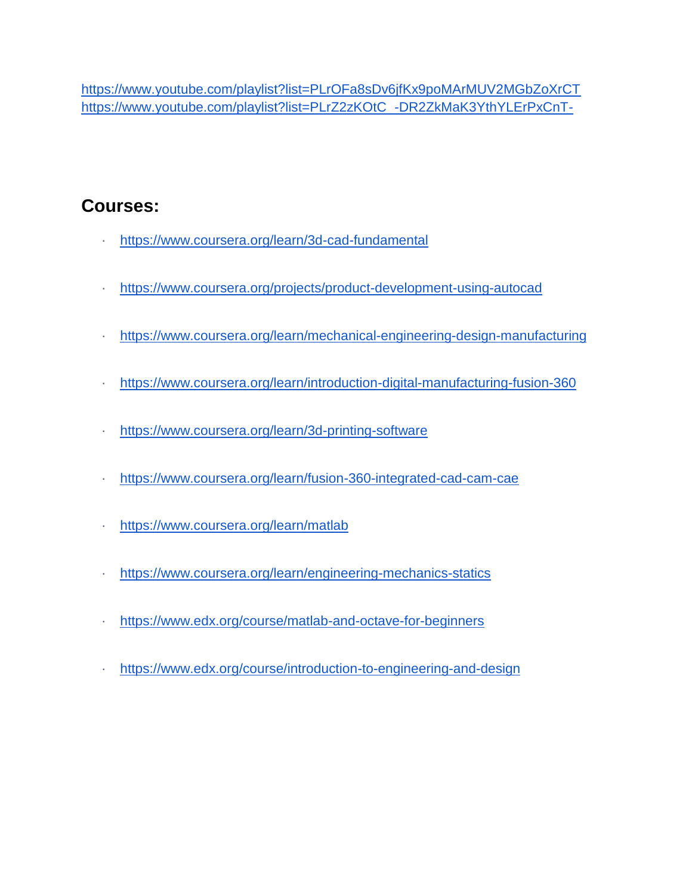https://www.youtube.com/playlist?list=PLrOFa8sDv6jfKx9poMArMUV2MGbZoXrCT
https://www.youtube.com/playlist?list=PLrZ2zKOtC_-DR2ZkMaK3YthYLErPxCnT-

## Courses:

- https://www.coursera.org/learn/3d-cad-fundamental
- https://www.coursera.org/projects/product-development-using-autocad
- https://www.coursera.org/learn/mechanical-engineering-design-manufacturing
- https://www.coursera.org/learn/introduction-digital-manufacturing-fusion-360
- https://www.coursera.org/learn/3d-printing-software
- https://www.coursera.org/learn/fusion-360-integrated-cad-cam-cae
- https://www.coursera.org/learn/matlab
- https://www.coursera.org/learn/engineering-mechanics-statics
- https://www.edx.org/course/matlab-and-octave-for-beginners
- https://www.edx.org/course/introduction-to-engineering-and-design